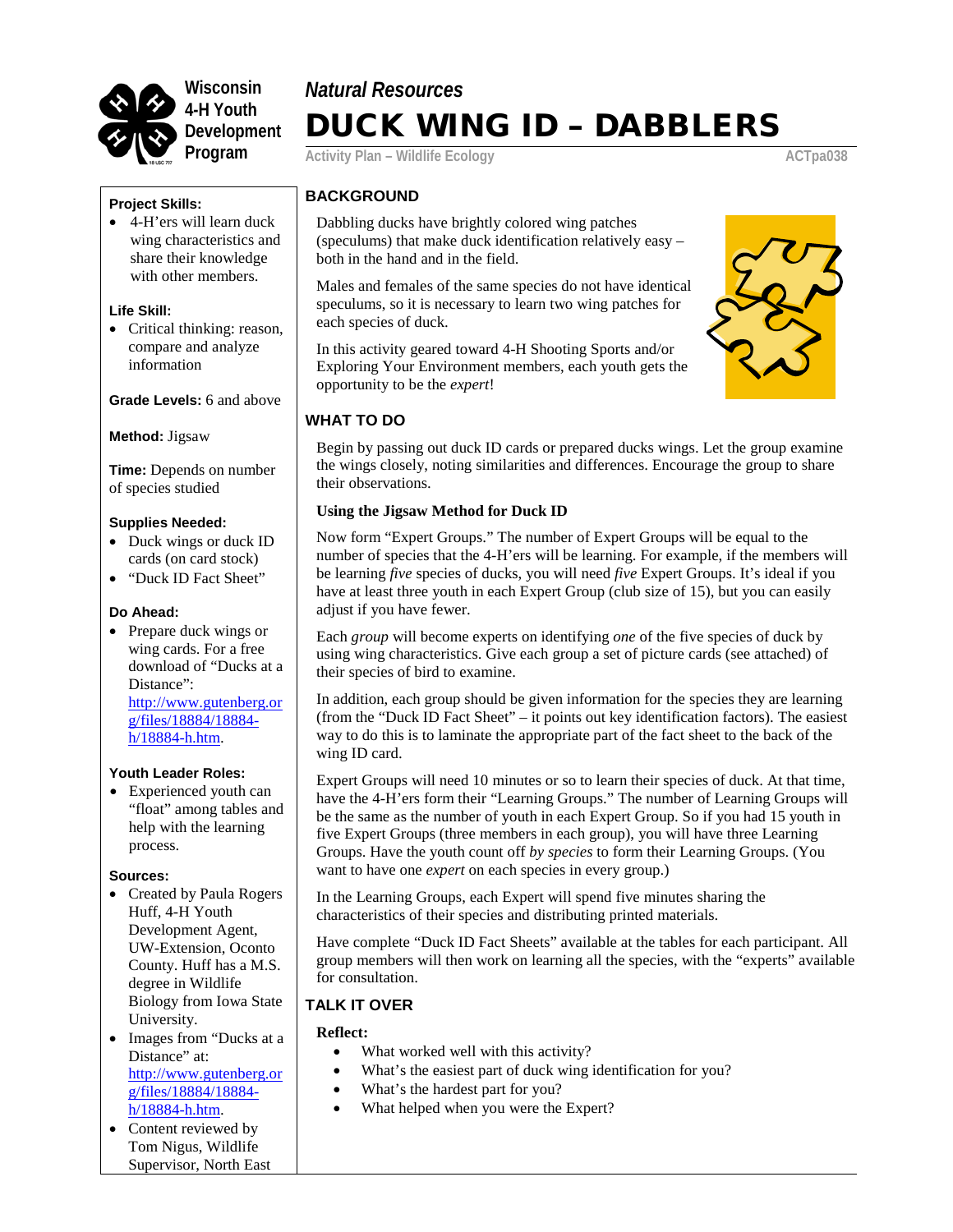Wisconsin 4-H Youth Development Program

*Natural Resources*

# DUCK WING ID – DABBLERS

Activity Plan – Wildlife Ecology ACTpa038

**Project Skills:**

- 4-H'ers will learn duck wing characteristics and share their knowledge with other members.

**Life Skill:**

- Critical thinking: reason, compare and analyze information

**Grade Levels:** 6 and above

**Method:** Jigsaw

**Time:** Depends on number of species studied

**Supplies Needed:**

- Duck wings or duck ID cards (on card stock)
- "Duck ID Fact Sheet"

**Do Ahead:**

- Prepare duck wings or wing cards. For a free download of "Ducks at a Distance": http://www.gutenberg.org/files/18884/18884-h/18884-h.htm.

**Youth Leader Roles:**

- Experienced youth can "float" among tables and help with the learning process.

**Sources:**

- Created by Paula Rogers Huff, 4-H Youth Development Agent, UW-Extension, Oconto County. Huff has a M.S. degree in Wildlife Biology from Iowa State University.
- Images from "Ducks at a Distance" at: http://www.gutenberg.org/files/18884/18884-h/18884-h.htm.
- Content reviewed by Tom Nigus, Wildlife Supervisor, North East

## BACKGROUND

Dabbling ducks have brightly colored wing patches (speculums) that make duck identification relatively easy – both in the hand and in the field.

Males and females of the same species do not have identical speculums, so it is necessary to learn two wing patches for each species of duck.

In this activity geared toward 4-H Shooting Sports and/or Exploring Your Environment members, each youth gets the opportunity to be the *expert*!

## WHAT TO DO

Begin by passing out duck ID cards or prepared ducks wings. Let the group examine the wings closely, noting similarities and differences. Encourage the group to share their observations.

**Using the Jigsaw Method for Duck ID**

Now form "Expert Groups." The number of Expert Groups will be equal to the number of species that the 4-H'ers will be learning. For example, if the members will be learning *five* species of ducks, you will need *five* Expert Groups. It's ideal if you have at least three youth in each Expert Group (club size of 15), but you can easily adjust if you have fewer.

Each *group* will become experts on identifying *one* of the five species of duck by using wing characteristics. Give each group a set of picture cards (see attached) of their species of bird to examine.

In addition, each group should be given information for the species they are learning (from the "Duck ID Fact Sheet" – it points out key identification factors). The easiest way to do this is to laminate the appropriate part of the fact sheet to the back of the wing ID card.

Expert Groups will need 10 minutes or so to learn their species of duck. At that time, have the 4-H'ers form their "Learning Groups." The number of Learning Groups will be the same as the number of youth in each Expert Group. So if you had 15 youth in five Expert Groups (three members in each group), you will have three Learning Groups. Have the youth count off *by species* to form their Learning Groups. (You want to have one *expert* on each species in every group.)

In the Learning Groups, each Expert will spend five minutes sharing the characteristics of their species and distributing printed materials.

Have complete "Duck ID Fact Sheets" available at the tables for each participant. All group members will then work on learning all the species, with the "experts" available for consultation.

## TALK IT OVER

**Reflect:**

- What worked well with this activity?
- What's the easiest part of duck wing identification for you?
- What's the hardest part for you?
- What helped when you were the Expert?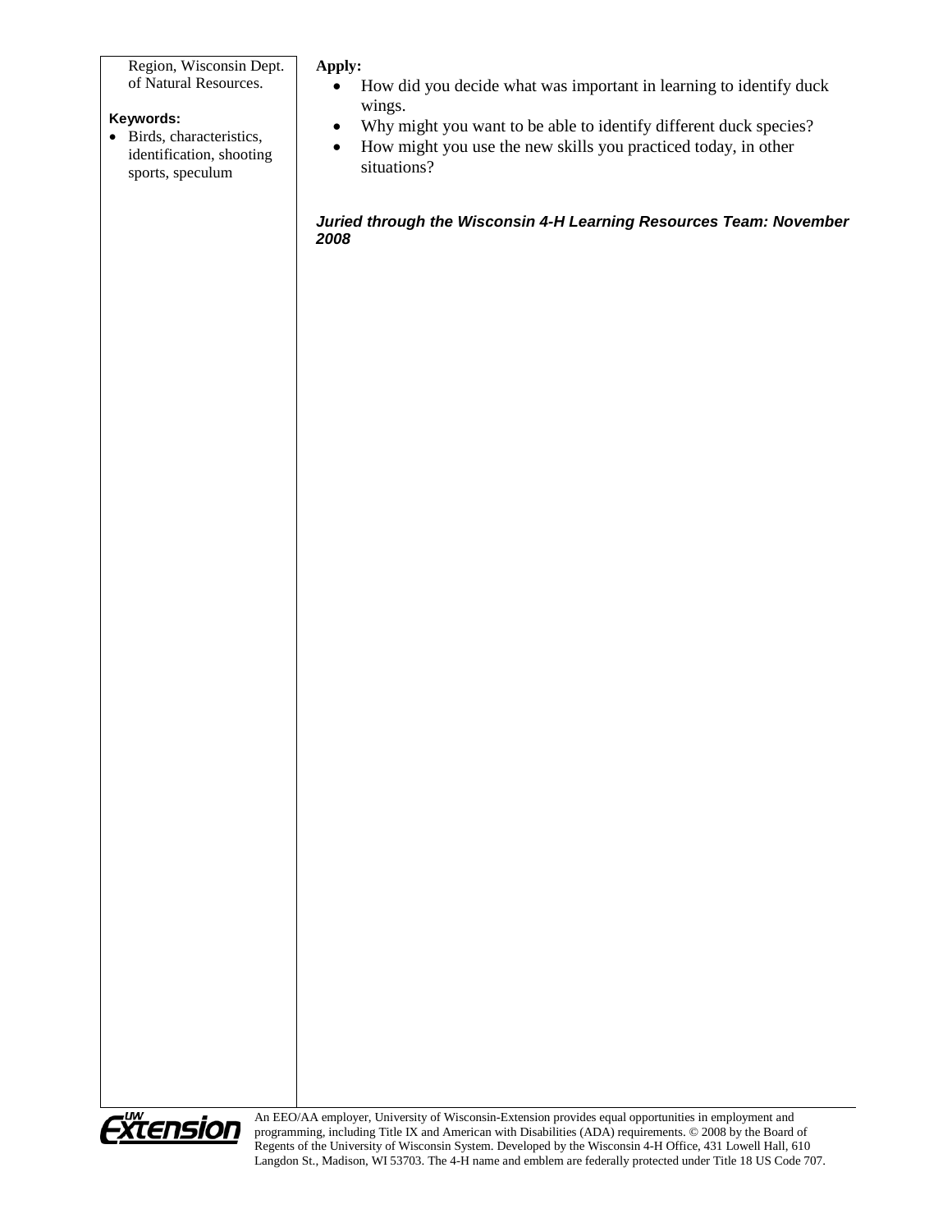Region, Wisconsin Dept. of Natural Resources.

**Keywords:**

- Birds, characteristics, identification, shooting sports, speculum

**Apply:**

- How did you decide what was important in learning to identify duck wings.
- Why might you want to be able to identify different duck species?
- How might you use the new skills you practiced today, in other situations?

***Juried through the Wisconsin 4-H Learning Resources Team: November 2008***

An EEO/AA employer, University of Wisconsin-Extension provides equal opportunities in employment and programming, including Title IX and American with Disabilities (ADA) requirements. © 2008 by the Board of Regents of the University of Wisconsin System. Developed by the Wisconsin 4-H Office, 431 Lowell Hall, 610 Langdon St., Madison, WI 53703. The 4-H name and emblem are federally protected under Title 18 US Code 707.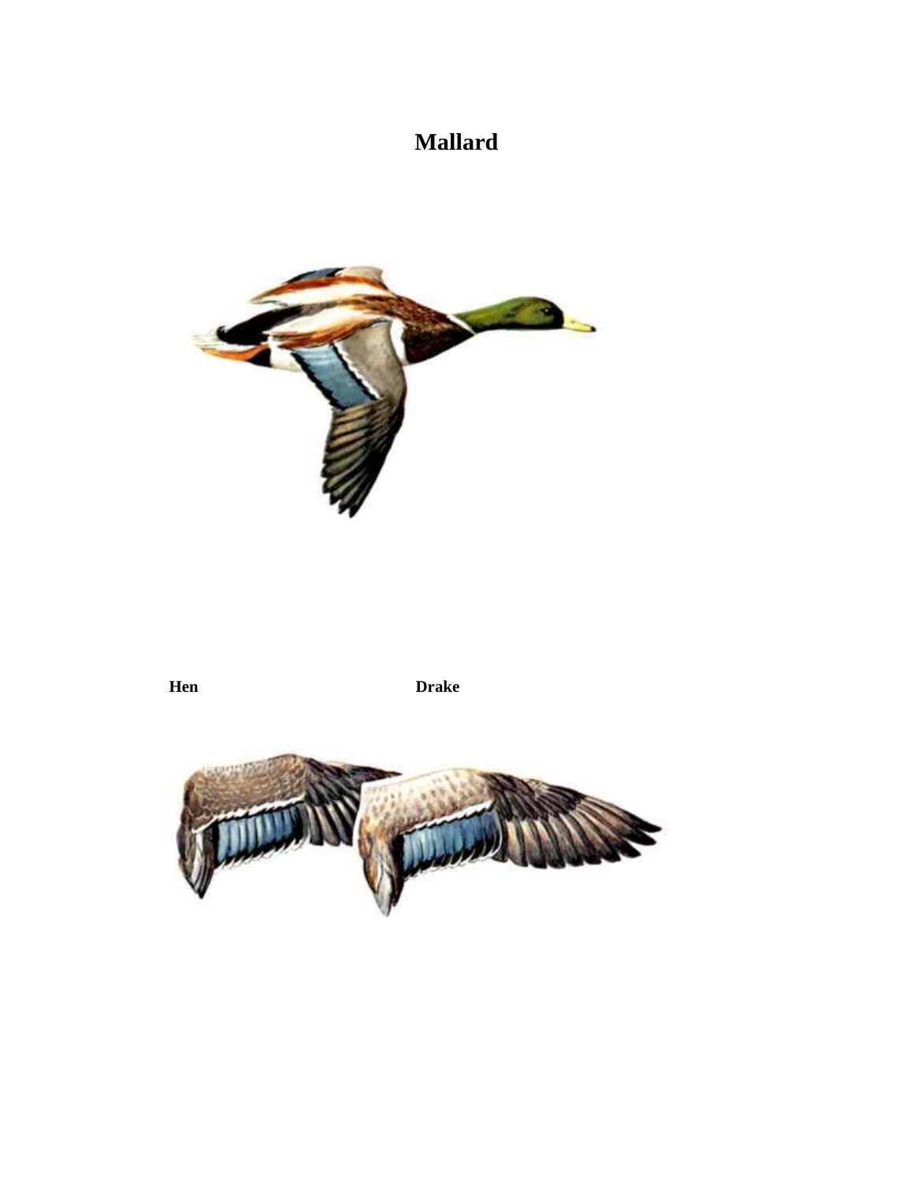# Mallard

**Hen** **Drake**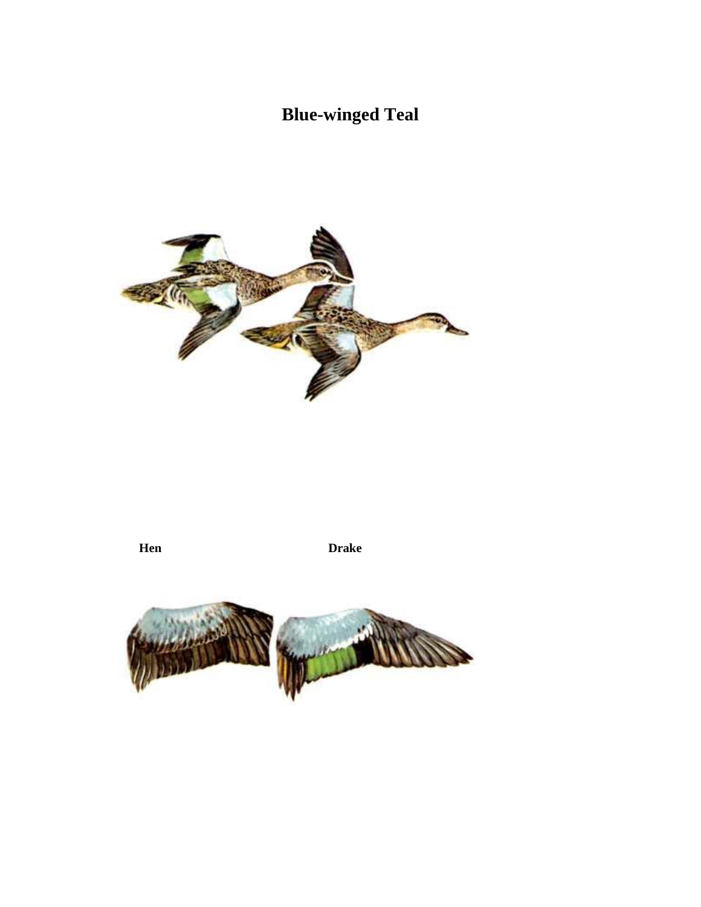# Blue-winged Teal

**Hen** **Drake**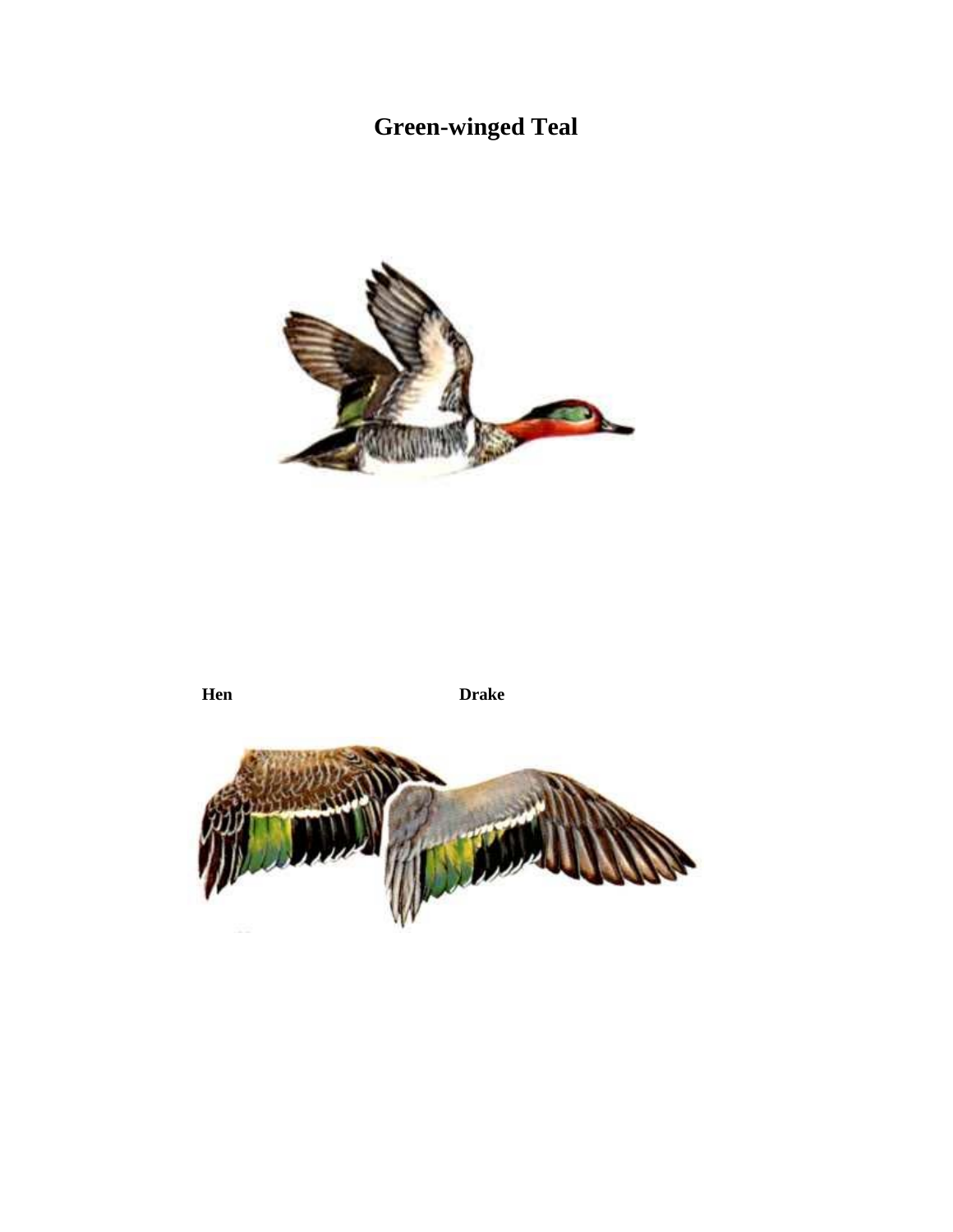# Green-winged Teal

**Hen** **Drake**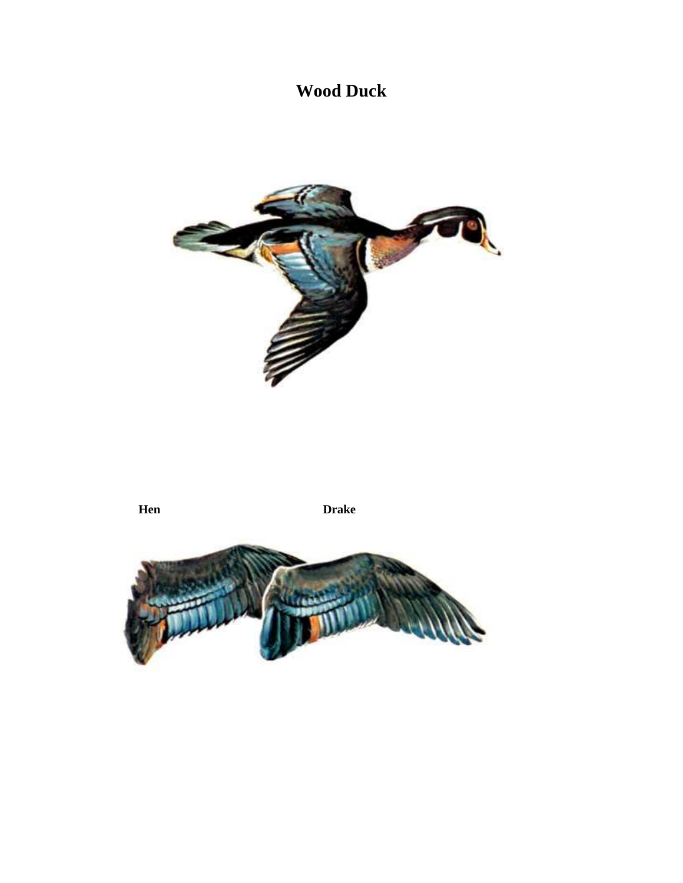# Wood Duck

**Hen** **Drake**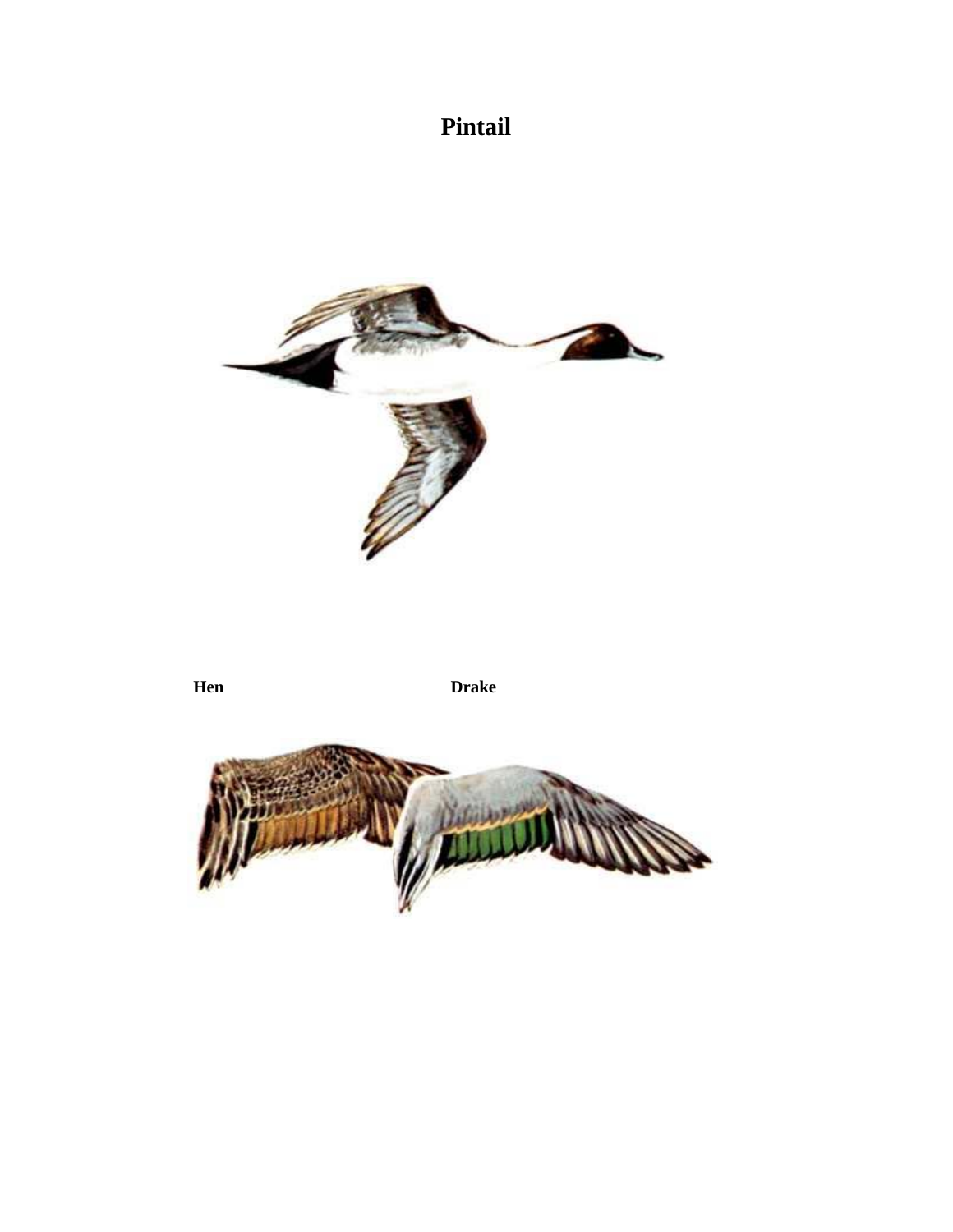# Pintail

**Hen** **Drake**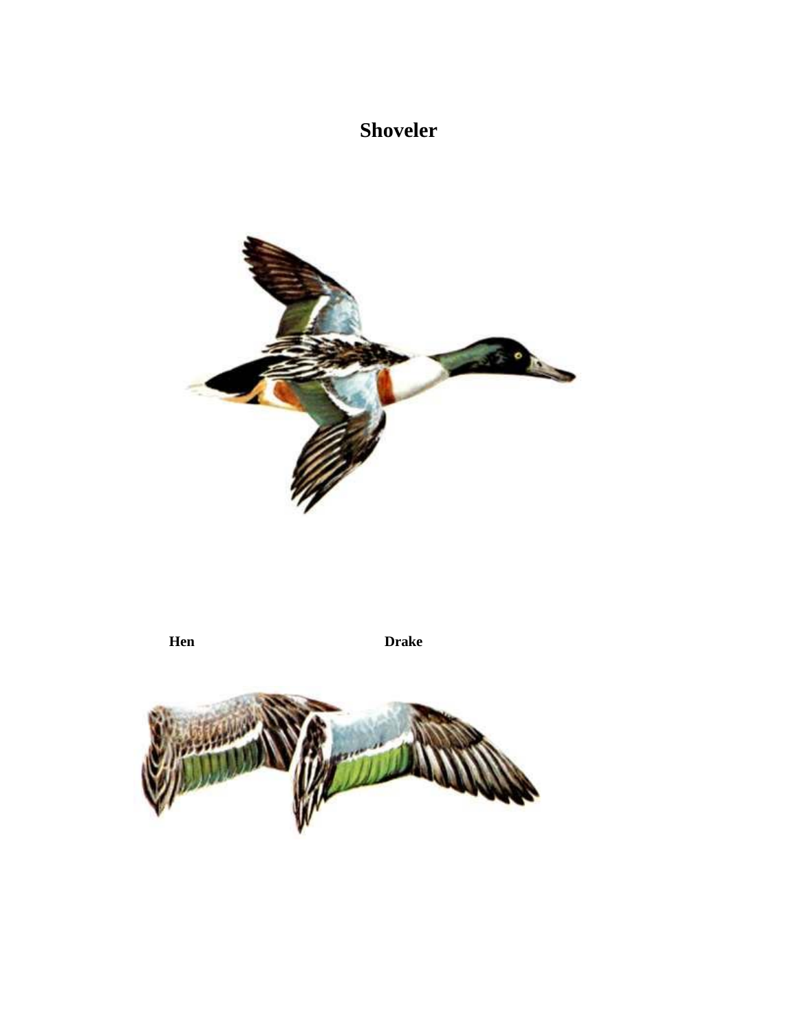# Shoveler

**Hen** **Drake**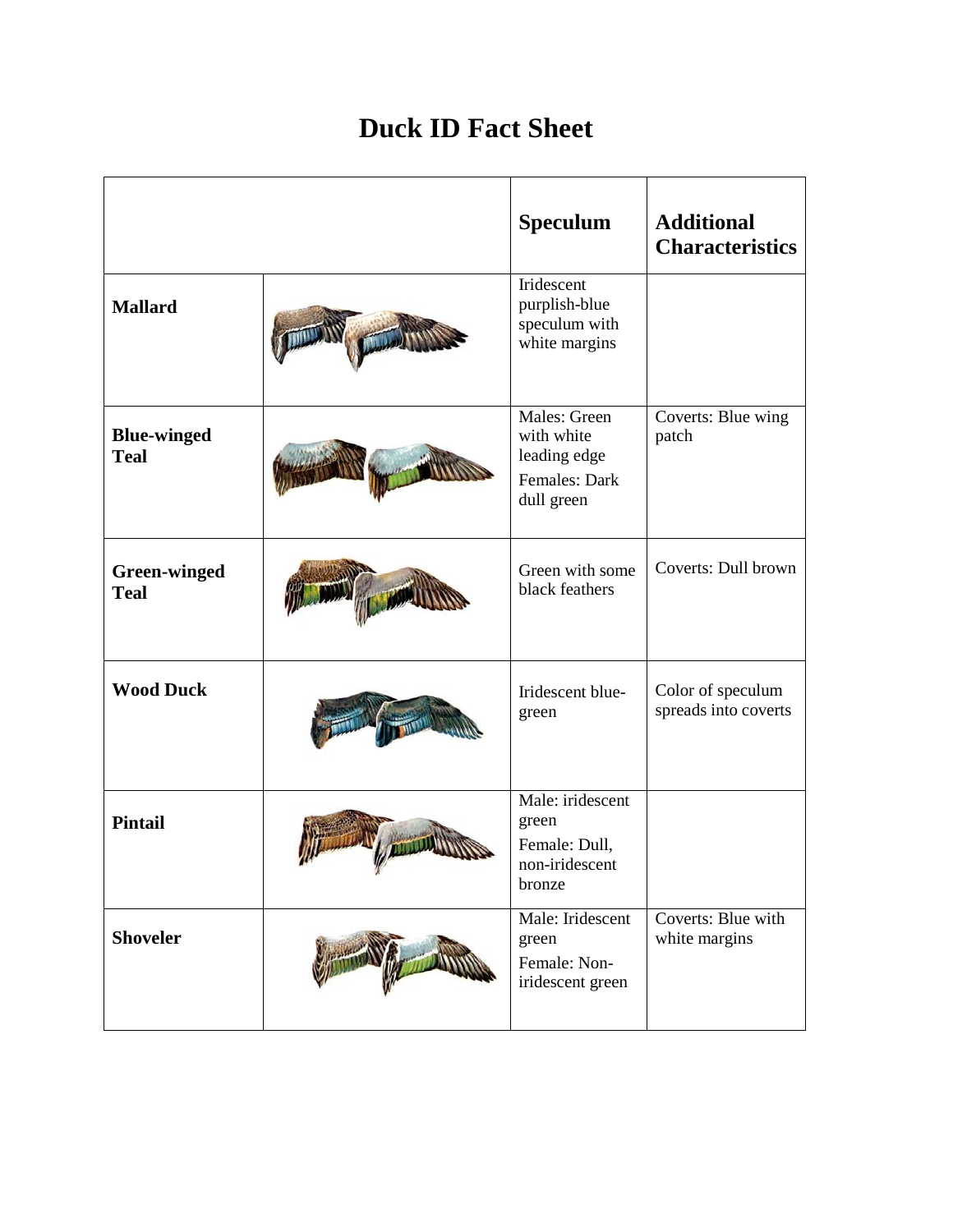# Duck ID Fact Sheet

| | | Speculum | Additional Characteristics |
|---|---|---|---|
| **Mallard** | | Iridescent purplish-blue speculum with white margins | |
| **Blue-winged Teal** | | Males: Green with white leading edge<br>Females: Dark dull green | Coverts: Blue wing patch |
| **Green-winged Teal** | | Green with some black feathers | Coverts: Dull brown |
| **Wood Duck** | | Iridescent blue-green | Color of speculum spreads into coverts |
| **Pintail** | | Male: iridescent green<br>Female: Dull, non-iridescent bronze | |
| **Shoveler** | | Male: Iridescent green<br>Female: Non-iridescent green | Coverts: Blue with white margins |